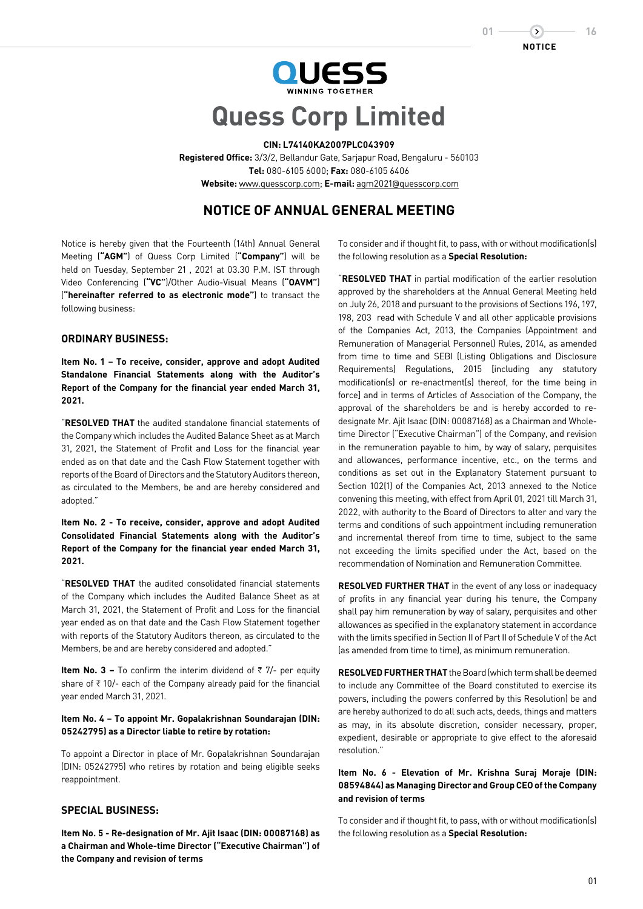# Quess Corp Limited

**CIN: L74140KA2007PLC043909**
**Registered Office:** 3/3/2, Bellandur Gate, Sarjapur Road, Bengaluru - 560103
**Tel:** 080-6105 6000; **Fax:** 080-6105 6406
**Website:** www.quesscorp.com; **E-mail:** agm2021@quesscorp.com

## NOTICE OF ANNUAL GENERAL MEETING

Notice is hereby given that the Fourteenth (14th) Annual General Meeting (**"AGM"**) of Quess Corp Limited (**"Company"**) will be held on Tuesday, September 21 , 2021 at 03.30 P.M. IST through Video Conferencing (**"VC"**)/Other Audio-Visual Means (**"OAVM"**) (**"hereinafter referred to as electronic mode"**) to transact the following business:

### ORDINARY BUSINESS:

**Item No. 1 – To receive, consider, approve and adopt Audited Standalone Financial Statements along with the Auditor's Report of the Company for the financial year ended March 31, 2021.**

"**RESOLVED THAT** the audited standalone financial statements of the Company which includes the Audited Balance Sheet as at March 31, 2021, the Statement of Profit and Loss for the financial year ended as on that date and the Cash Flow Statement together with reports of the Board of Directors and the Statutory Auditors thereon, as circulated to the Members, be and are hereby considered and adopted."

**Item No. 2 - To receive, consider, approve and adopt Audited Consolidated Financial Statements along with the Auditor's Report of the Company for the financial year ended March 31, 2021.**

"**RESOLVED THAT** the audited consolidated financial statements of the Company which includes the Audited Balance Sheet as at March 31, 2021, the Statement of Profit and Loss for the financial year ended as on that date and the Cash Flow Statement together with reports of the Statutory Auditors thereon, as circulated to the Members, be and are hereby considered and adopted."

**Item No. 3 –** To confirm the interim dividend of ₹ 7/- per equity share of ₹ 10/- each of the Company already paid for the financial year ended March 31, 2021.

**Item No. 4 – To appoint Mr. Gopalakrishnan Soundarajan (DIN: 05242795) as a Director liable to retire by rotation:**

To appoint a Director in place of Mr. Gopalakrishnan Soundarajan (DIN: 05242795) who retires by rotation and being eligible seeks reappointment.

### SPECIAL BUSINESS:

**Item No. 5 - Re-designation of Mr. Ajit Isaac (DIN: 00087168) as a Chairman and Whole-time Director ("Executive Chairman") of the Company and revision of terms**

To consider and if thought fit, to pass, with or without modification(s) the following resolution as a **Special Resolution:**

"**RESOLVED THAT** in partial modification of the earlier resolution approved by the shareholders at the Annual General Meeting held on July 26, 2018 and pursuant to the provisions of Sections 196, 197, 198, 203 read with Schedule V and all other applicable provisions of the Companies Act, 2013, the Companies (Appointment and Remuneration of Managerial Personnel) Rules, 2014, as amended from time to time and SEBI (Listing Obligations and Disclosure Requirements) Regulations, 2015 [including any statutory modification(s) or re-enactment(s) thereof, for the time being in force] and in terms of Articles of Association of the Company, the approval of the shareholders be and is hereby accorded to re-designate Mr. Ajit Isaac (DIN: 00087168) as a Chairman and Whole-time Director ("Executive Chairman") of the Company, and revision in the remuneration payable to him, by way of salary, perquisites and allowances, performance incentive, etc., on the terms and conditions as set out in the Explanatory Statement pursuant to Section 102(1) of the Companies Act, 2013 annexed to the Notice convening this meeting, with effect from April 01, 2021 till March 31, 2022, with authority to the Board of Directors to alter and vary the terms and conditions of such appointment including remuneration and incremental thereof from time to time, subject to the same not exceeding the limits specified under the Act, based on the recommendation of Nomination and Remuneration Committee.

**RESOLVED FURTHER THAT** in the event of any loss or inadequacy of profits in any financial year during his tenure, the Company shall pay him remuneration by way of salary, perquisites and other allowances as specified in the explanatory statement in accordance with the limits specified in Section II of Part II of Schedule V of the Act (as amended from time to time), as minimum remuneration.

**RESOLVED FURTHER THAT** the Board (which term shall be deemed to include any Committee of the Board constituted to exercise its powers, including the powers conferred by this Resolution) be and are hereby authorized to do all such acts, deeds, things and matters as may, in its absolute discretion, consider necessary, proper, expedient, desirable or appropriate to give effect to the aforesaid resolution."

**Item No. 6 - Elevation of Mr. Krishna Suraj Moraje (DIN: 08594844) as Managing Director and Group CEO of the Company and revision of terms**

To consider and if thought fit, to pass, with or without modification(s) the following resolution as a **Special Resolution:**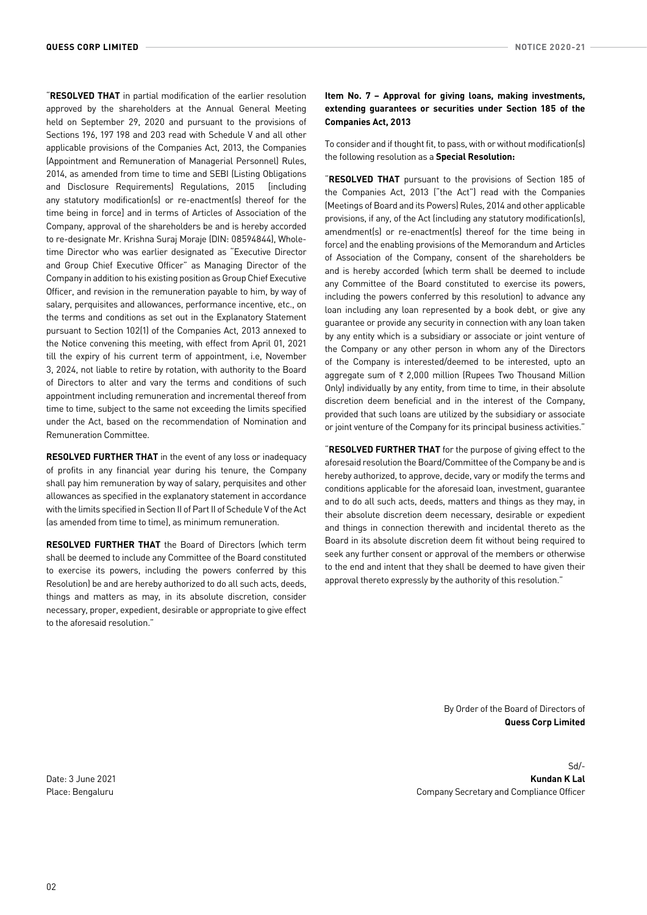"**RESOLVED THAT** in partial modification of the earlier resolution approved by the shareholders at the Annual General Meeting held on September 29, 2020 and pursuant to the provisions of Sections 196, 197 198 and 203 read with Schedule V and all other applicable provisions of the Companies Act, 2013, the Companies (Appointment and Remuneration of Managerial Personnel) Rules, 2014, as amended from time to time and SEBI (Listing Obligations and Disclosure Requirements) Regulations, 2015 [including any statutory modification(s) or re-enactment(s) thereof for the time being in force] and in terms of Articles of Association of the Company, approval of the shareholders be and is hereby accorded to re-designate Mr. Krishna Suraj Moraje (DIN: 08594844), Whole-time Director who was earlier designated as "Executive Director and Group Chief Executive Officer" as Managing Director of the Company in addition to his existing position as Group Chief Executive Officer, and revision in the remuneration payable to him, by way of salary, perquisites and allowances, performance incentive, etc., on the terms and conditions as set out in the Explanatory Statement pursuant to Section 102(1) of the Companies Act, 2013 annexed to the Notice convening this meeting, with effect from April 01, 2021 till the expiry of his current term of appointment, i.e, November 3, 2024, not liable to retire by rotation, with authority to the Board of Directors to alter and vary the terms and conditions of such appointment including remuneration and incremental thereof from time to time, subject to the same not exceeding the limits specified under the Act, based on the recommendation of Nomination and Remuneration Committee.

**RESOLVED FURTHER THAT** in the event of any loss or inadequacy of profits in any financial year during his tenure, the Company shall pay him remuneration by way of salary, perquisites and other allowances as specified in the explanatory statement in accordance with the limits specified in Section II of Part II of Schedule V of the Act (as amended from time to time), as minimum remuneration.

**RESOLVED FURTHER THAT** the Board of Directors (which term shall be deemed to include any Committee of the Board constituted to exercise its powers, including the powers conferred by this Resolution) be and are hereby authorized to do all such acts, deeds, things and matters as may, in its absolute discretion, consider necessary, proper, expedient, desirable or appropriate to give effect to the aforesaid resolution."

**Item No. 7 – Approval for giving loans, making investments, extending guarantees or securities under Section 185 of the Companies Act, 2013**

To consider and if thought fit, to pass, with or without modification(s) the following resolution as a **Special Resolution:**

"**RESOLVED THAT** pursuant to the provisions of Section 185 of the Companies Act, 2013 ("the Act") read with the Companies (Meetings of Board and its Powers) Rules, 2014 and other applicable provisions, if any, of the Act (including any statutory modification(s), amendment(s) or re-enactment(s) thereof for the time being in force) and the enabling provisions of the Memorandum and Articles of Association of the Company, consent of the shareholders be and is hereby accorded (which term shall be deemed to include any Committee of the Board constituted to exercise its powers, including the powers conferred by this resolution) to advance any loan including any loan represented by a book debt, or give any guarantee or provide any security in connection with any loan taken by any entity which is a subsidiary or associate or joint venture of the Company or any other person in whom any of the Directors of the Company is interested/deemed to be interested, upto an aggregate sum of ₹ 2,000 million (Rupees Two Thousand Million Only) individually by any entity, from time to time, in their absolute discretion deem beneficial and in the interest of the Company, provided that such loans are utilized by the subsidiary or associate or joint venture of the Company for its principal business activities."

"**RESOLVED FURTHER THAT** for the purpose of giving effect to the aforesaid resolution the Board/Committee of the Company be and is hereby authorized, to approve, decide, vary or modify the terms and conditions applicable for the aforesaid loan, investment, guarantee and to do all such acts, deeds, matters and things as they may, in their absolute discretion deem necessary, desirable or expedient and things in connection therewith and incidental thereto as the Board in its absolute discretion deem fit without being required to seek any further consent or approval of the members or otherwise to the end and intent that they shall be deemed to have given their approval thereto expressly by the authority of this resolution."

By Order of the Board of Directors of
**Quess Corp Limited**

Sd/-
**Kundan K Lal**
Company Secretary and Compliance Officer

Date: 3 June 2021
Place: Bengaluru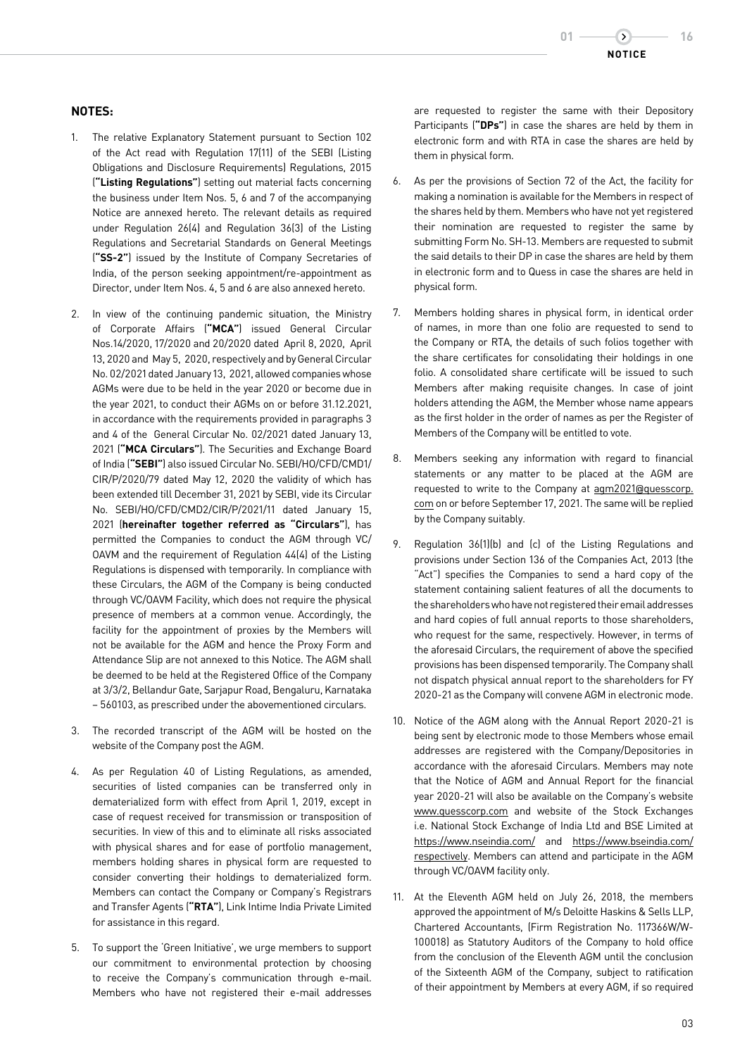## NOTES:

1. The relative Explanatory Statement pursuant to Section 102 of the Act read with Regulation 17(11) of the SEBI (Listing Obligations and Disclosure Requirements) Regulations, 2015 (**"Listing Regulations"**) setting out material facts concerning the business under Item Nos. 5, 6 and 7 of the accompanying Notice are annexed hereto. The relevant details as required under Regulation 26(4) and Regulation 36(3) of the Listing Regulations and Secretarial Standards on General Meetings (**"SS-2"**) issued by the Institute of Company Secretaries of India, of the person seeking appointment/re-appointment as Director, under Item Nos. 4, 5 and 6 are also annexed hereto.

2. In view of the continuing pandemic situation, the Ministry of Corporate Affairs (**"MCA"**) issued General Circular Nos.14/2020, 17/2020 and 20/2020 dated April 8, 2020, April 13, 2020 and May 5, 2020, respectively and by General Circular No. 02/2021 dated January 13, 2021, allowed companies whose AGMs were due to be held in the year 2020 or become due in the year 2021, to conduct their AGMs on or before 31.12.2021, in accordance with the requirements provided in paragraphs 3 and 4 of the General Circular No. 02/2021 dated January 13, 2021 (**"MCA Circulars"**). The Securities and Exchange Board of India (**"SEBI"**) also issued Circular No. SEBI/HO/CFD/CMD1/CIR/P/2020/79 dated May 12, 2020 the validity of which has been extended till December 31, 2021 by SEBI, vide its Circular No. SEBI/HO/CFD/CMD2/CIR/P/2021/11 dated January 15, 2021 (**hereinafter together referred as "Circulars"**), has permitted the Companies to conduct the AGM through VC/OAVM and the requirement of Regulation 44(4) of the Listing Regulations is dispensed with temporarily. In compliance with these Circulars, the AGM of the Company is being conducted through VC/OAVM Facility, which does not require the physical presence of members at a common venue. Accordingly, the facility for the appointment of proxies by the Members will not be available for the AGM and hence the Proxy Form and Attendance Slip are not annexed to this Notice. The AGM shall be deemed to be held at the Registered Office of the Company at 3/3/2, Bellandur Gate, Sarjapur Road, Bengaluru, Karnataka – 560103, as prescribed under the abovementioned circulars.

3. The recorded transcript of the AGM will be hosted on the website of the Company post the AGM.

4. As per Regulation 40 of Listing Regulations, as amended, securities of listed companies can be transferred only in dematerialized form with effect from April 1, 2019, except in case of request received for transmission or transposition of securities. In view of this and to eliminate all risks associated with physical shares and for ease of portfolio management, members holding shares in physical form are requested to consider converting their holdings to dematerialized form. Members can contact the Company or Company's Registrars and Transfer Agents (**"RTA"**), Link Intime India Private Limited for assistance in this regard.

5. To support the 'Green Initiative', we urge members to support our commitment to environmental protection by choosing to receive the Company's communication through e-mail. Members who have not registered their e-mail addresses are requested to register the same with their Depository Participants (**"DPs"**) in case the shares are held by them in electronic form and with RTA in case the shares are held by them in physical form.

6. As per the provisions of Section 72 of the Act, the facility for making a nomination is available for the Members in respect of the shares held by them. Members who have not yet registered their nomination are requested to register the same by submitting Form No. SH-13. Members are requested to submit the said details to their DP in case the shares are held by them in electronic form and to Quess in case the shares are held in physical form.

7. Members holding shares in physical form, in identical order of names, in more than one folio are requested to send to the Company or RTA, the details of such folios together with the share certificates for consolidating their holdings in one folio. A consolidated share certificate will be issued to such Members after making requisite changes. In case of joint holders attending the AGM, the Member whose name appears as the first holder in the order of names as per the Register of Members of the Company will be entitled to vote.

8. Members seeking any information with regard to financial statements or any matter to be placed at the AGM are requested to write to the Company at agm2021@quesscorp.com on or before September 17, 2021. The same will be replied by the Company suitably.

9. Regulation 36(1)(b) and (c) of the Listing Regulations and provisions under Section 136 of the Companies Act, 2013 (the "Act") specifies the Companies to send a hard copy of the statement containing salient features of all the documents to the shareholders who have not registered their email addresses and hard copies of full annual reports to those shareholders, who request for the same, respectively. However, in terms of the aforesaid Circulars, the requirement of above the specified provisions has been dispensed temporarily. The Company shall not dispatch physical annual report to the shareholders for FY 2020-21 as the Company will convene AGM in electronic mode.

10. Notice of the AGM along with the Annual Report 2020-21 is being sent by electronic mode to those Members whose email addresses are registered with the Company/Depositories in accordance with the aforesaid Circulars. Members may note that the Notice of AGM and Annual Report for the financial year 2020-21 will also be available on the Company's website www.quesscorp.com and website of the Stock Exchanges i.e. National Stock Exchange of India Ltd and BSE Limited at https://www.nseindia.com/ and https://www.bseindia.com/ respectively. Members can attend and participate in the AGM through VC/OAVM facility only.

11. At the Eleventh AGM held on July 26, 2018, the members approved the appointment of M/s Deloitte Haskins & Sells LLP, Chartered Accountants, (Firm Registration No. 117366W/W-100018) as Statutory Auditors of the Company to hold office from the conclusion of the Eleventh AGM until the conclusion of the Sixteenth AGM of the Company, subject to ratification of their appointment by Members at every AGM, if so required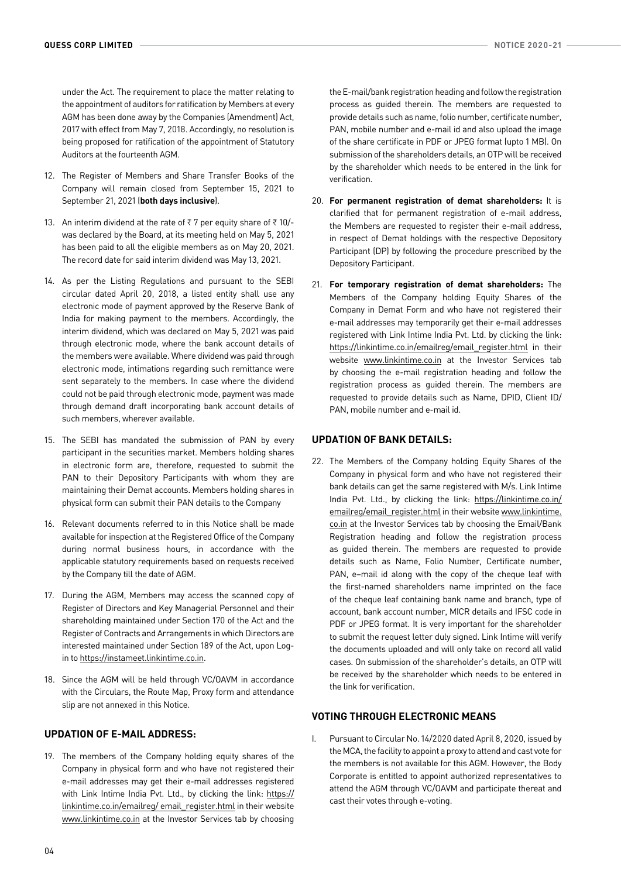under the Act. The requirement to place the matter relating to the appointment of auditors for ratification by Members at every AGM has been done away by the Companies (Amendment) Act, 2017 with effect from May 7, 2018. Accordingly, no resolution is being proposed for ratification of the appointment of Statutory Auditors at the fourteenth AGM.

12. The Register of Members and Share Transfer Books of the Company will remain closed from September 15, 2021 to September 21, 2021 (**both days inclusive**).

13. An interim dividend at the rate of ₹ 7 per equity share of ₹ 10/- was declared by the Board, at its meeting held on May 5, 2021 has been paid to all the eligible members as on May 20, 2021. The record date for said interim dividend was May 13, 2021.

14. As per the Listing Regulations and pursuant to the SEBI circular dated April 20, 2018, a listed entity shall use any electronic mode of payment approved by the Reserve Bank of India for making payment to the members. Accordingly, the interim dividend, which was declared on May 5, 2021 was paid through electronic mode, where the bank account details of the members were available. Where dividend was paid through electronic mode, intimations regarding such remittance were sent separately to the members. In case where the dividend could not be paid through electronic mode, payment was made through demand draft incorporating bank account details of such members, wherever available.

15. The SEBI has mandated the submission of PAN by every participant in the securities market. Members holding shares in electronic form are, therefore, requested to submit the PAN to their Depository Participants with whom they are maintaining their Demat accounts. Members holding shares in physical form can submit their PAN details to the Company

16. Relevant documents referred to in this Notice shall be made available for inspection at the Registered Office of the Company during normal business hours, in accordance with the applicable statutory requirements based on requests received by the Company till the date of AGM.

17. During the AGM, Members may access the scanned copy of Register of Directors and Key Managerial Personnel and their shareholding maintained under Section 170 of the Act and the Register of Contracts and Arrangements in which Directors are interested maintained under Section 189 of the Act, upon Log-in to https://instameet.linkintime.co.in.

18. Since the AGM will be held through VC/OAVM in accordance with the Circulars, the Route Map, Proxy form and attendance slip are not annexed in this Notice.

## UPDATION OF E-MAIL ADDRESS:

19. The members of the Company holding equity shares of the Company in physical form and who have not registered their e-mail addresses may get their e-mail addresses registered with Link Intime India Pvt. Ltd., by clicking the link: https://linkintime.co.in/emailreg/ email_register.html in their website www.linkintime.co.in at the Investor Services tab by choosing the E-mail/bank registration heading and follow the registration process as guided therein. The members are requested to provide details such as name, folio number, certificate number, PAN, mobile number and e-mail id and also upload the image of the share certificate in PDF or JPEG format (upto 1 MB). On submission of the shareholders details, an OTP will be received by the shareholder which needs to be entered in the link for verification.

20. **For permanent registration of demat shareholders:** It is clarified that for permanent registration of e-mail address, the Members are requested to register their e-mail address, in respect of Demat holdings with the respective Depository Participant (DP) by following the procedure prescribed by the Depository Participant.

21. **For temporary registration of demat shareholders:** The Members of the Company holding Equity Shares of the Company in Demat Form and who have not registered their e-mail addresses may temporarily get their e-mail addresses registered with Link Intime India Pvt. Ltd. by clicking the link: https://linkintime.co.in/emailreg/email_register.html in their website www.linkintime.co.in at the Investor Services tab by choosing the e-mail registration heading and follow the registration process as guided therein. The members are requested to provide details such as Name, DPID, Client ID/ PAN, mobile number and e-mail id.

## UPDATION OF BANK DETAILS:

22. The Members of the Company holding Equity Shares of the Company in physical form and who have not registered their bank details can get the same registered with M/s. Link Intime India Pvt. Ltd., by clicking the link: https://linkintime.co.in/emailreg/email_register.html in their website www.linkintime.co.in at the Investor Services tab by choosing the Email/Bank Registration heading and follow the registration process as guided therein. The members are requested to provide details such as Name, Folio Number, Certificate number, PAN, e–mail id along with the copy of the cheque leaf with the first-named shareholders name imprinted on the face of the cheque leaf containing bank name and branch, type of account, bank account number, MICR details and IFSC code in PDF or JPEG format. It is very important for the shareholder to submit the request letter duly signed. Link Intime will verify the documents uploaded and will only take on record all valid cases. On submission of the shareholder's details, an OTP will be received by the shareholder which needs to be entered in the link for verification.

## VOTING THROUGH ELECTRONIC MEANS

I. Pursuant to Circular No. 14/2020 dated April 8, 2020, issued by the MCA, the facility to appoint a proxy to attend and cast vote for the members is not available for this AGM. However, the Body Corporate is entitled to appoint authorized representatives to attend the AGM through VC/OAVM and participate thereat and cast their votes through e-voting.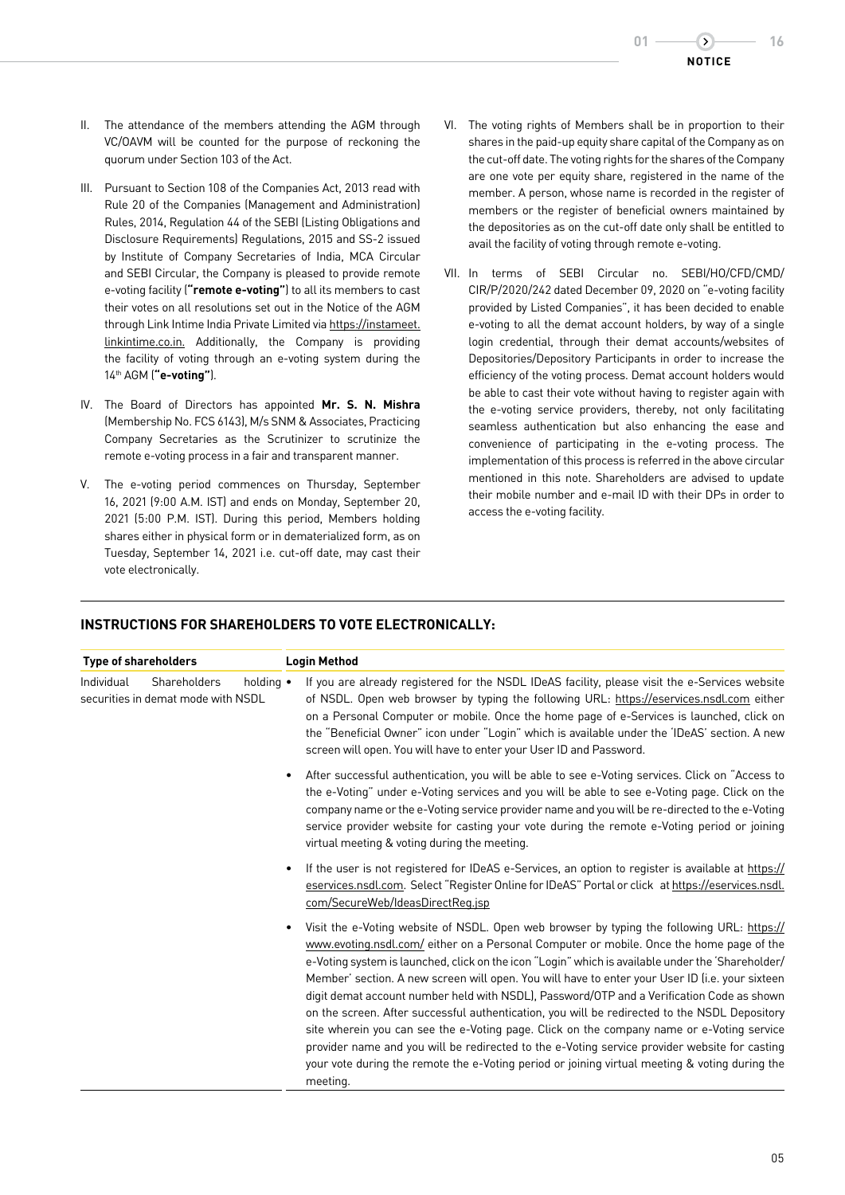II. The attendance of the members attending the AGM through VC/OAVM will be counted for the purpose of reckoning the quorum under Section 103 of the Act.

III. Pursuant to Section 108 of the Companies Act, 2013 read with Rule 20 of the Companies (Management and Administration) Rules, 2014, Regulation 44 of the SEBI (Listing Obligations and Disclosure Requirements) Regulations, 2015 and SS-2 issued by Institute of Company Secretaries of India, MCA Circular and SEBI Circular, the Company is pleased to provide remote e-voting facility (**"remote e-voting"**) to all its members to cast their votes on all resolutions set out in the Notice of the AGM through Link Intime India Private Limited via https://instameet.linkintime.co.in. Additionally, the Company is providing the facility of voting through an e-voting system during the 14th AGM (**"e-voting"**).

IV. The Board of Directors has appointed **Mr. S. N. Mishra** (Membership No. FCS 6143), M/s SNM & Associates, Practicing Company Secretaries as the Scrutinizer to scrutinize the remote e-voting process in a fair and transparent manner.

V. The e-voting period commences on Thursday, September 16, 2021 (9:00 A.M. IST) and ends on Monday, September 20, 2021 (5:00 P.M. IST). During this period, Members holding shares either in physical form or in dematerialized form, as on Tuesday, September 14, 2021 i.e. cut-off date, may cast their vote electronically.

VI. The voting rights of Members shall be in proportion to their shares in the paid-up equity share capital of the Company as on the cut-off date. The voting rights for the shares of the Company are one vote per equity share, registered in the name of the member. A person, whose name is recorded in the register of members or the register of beneficial owners maintained by the depositories as on the cut-off date only shall be entitled to avail the facility of voting through remote e-voting.

VII. In terms of SEBI Circular no. SEBI/HO/CFD/CMD/CIR/P/2020/242 dated December 09, 2020 on "e-voting facility provided by Listed Companies", it has been decided to enable e-voting to all the demat account holders, by way of a single login credential, through their demat accounts/websites of Depositories/Depository Participants in order to increase the efficiency of the voting process. Demat account holders would be able to cast their vote without having to register again with the e-voting service providers, thereby, not only facilitating seamless authentication but also enhancing the ease and convenience of participating in the e-voting process. The implementation of this process is referred in the above circular mentioned in this note. Shareholders are advised to update their mobile number and e-mail ID with their DPs in order to access the e-voting facility.

## INSTRUCTIONS FOR SHAREHOLDERS TO VOTE ELECTRONICALLY:

| Type of shareholders | Login Method |
|---|---|
| Individual Shareholders holding securities in demat mode with NSDL | • If you are already registered for the NSDL IDeAS facility, please visit the e-Services website of NSDL. Open web browser by typing the following URL: https://eservices.nsdl.com either on a Personal Computer or mobile. Once the home page of e-Services is launched, click on the "Beneficial Owner" icon under "Login" which is available under the 'IDeAS' section. A new screen will open. You will have to enter your User ID and Password.<br>• After successful authentication, you will be able to see e-Voting services. Click on "Access to the e-Voting" under e-Voting services and you will be able to see e-Voting page. Click on the company name or the e-Voting service provider name and you will be re-directed to the e-Voting service provider website for casting your vote during the remote e-Voting period or joining virtual meeting & voting during the meeting.<br>• If the user is not registered for IDeAS e-Services, an option to register is available at https://eservices.nsdl.com. Select "Register Online for IDeAS" Portal or click at https://eservices.nsdl.com/SecureWeb/IdeasDirectReg.jsp<br>• Visit the e-Voting website of NSDL. Open web browser by typing the following URL: https://www.evoting.nsdl.com/ either on a Personal Computer or mobile. Once the home page of the e-Voting system is launched, click on the icon "Login" which is available under the 'Shareholder/Member' section. A new screen will open. You will have to enter your User ID (i.e. your sixteen digit demat account number held with NSDL), Password/OTP and a Verification Code as shown on the screen. After successful authentication, you will be redirected to the NSDL Depository site wherein you can see the e-Voting page. Click on the company name or e-Voting service provider name and you will be redirected to the e-Voting service provider website for casting your vote during the remote the e-Voting period or joining virtual meeting & voting during the meeting. |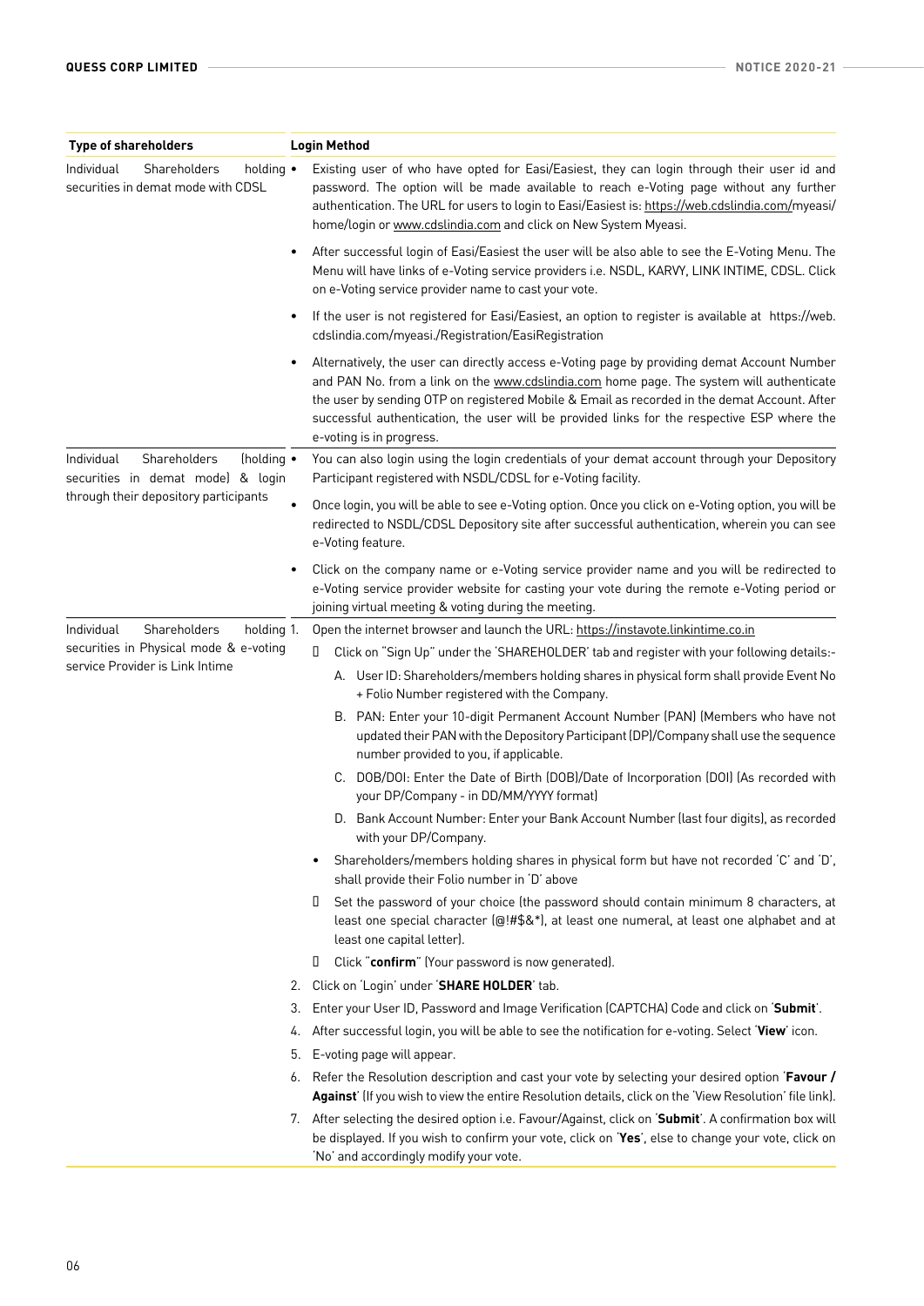| Type of shareholders | Login Method |
|---|---|
| Individual Shareholders holding securities in demat mode with CDSL | • Existing user of who have opted for Easi/Easiest, they can login through their user id and password. The option will be made available to reach e-Voting page without any further authentication. The URL for users to login to Easi/Easiest is: https://web.cdslindia.com/myeasi/home/login or www.cdslindia.com and click on New System Myeasi.<br>• After successful login of Easi/Easiest the user will be also able to see the E-Voting Menu. The Menu will have links of e-Voting service providers i.e. NSDL, KARVY, LINK INTIME, CDSL. Click on e-Voting service provider name to cast your vote.<br>• If the user is not registered for Easi/Easiest, an option to register is available at https://web.cdslindia.com/myeasi./Registration/EasiRegistration<br>• Alternatively, the user can directly access e-Voting page by providing demat Account Number and PAN No. from a link on the www.cdslindia.com home page. The system will authenticate the user by sending OTP on registered Mobile & Email as recorded in the demat Account. After successful authentication, the user will be provided links for the respective ESP where the e-voting is in progress. |
| Individual Shareholders (holding securities in demat mode) & login through their depository participants | • You can also login using the login credentials of your demat account through your Depository Participant registered with NSDL/CDSL for e-Voting facility.<br>• Once login, you will be able to see e-Voting option. Once you click on e-Voting option, you will be redirected to NSDL/CDSL Depository site after successful authentication, wherein you can see e-Voting feature.<br>• Click on the company name or e-Voting service provider name and you will be redirected to e-Voting service provider website for casting your vote during the remote e-Voting period or joining virtual meeting & voting during the meeting. |
| Individual Shareholders holding securities in Physical mode & e-voting service Provider is Link Intime | 1. Open the internet browser and launch the URL: https://instavote.linkintime.co.in<br>• Click on "Sign Up" under the 'SHAREHOLDER' tab and register with your following details:-<br>A. User ID: Shareholders/members holding shares in physical form shall provide Event No + Folio Number registered with the Company.<br>B. PAN: Enter your 10-digit Permanent Account Number (PAN) (Members who have not updated their PAN with the Depository Participant (DP)/Company shall use the sequence number provided to you, if applicable.<br>C. DOB/DOI: Enter the Date of Birth (DOB)/Date of Incorporation (DOI) (As recorded with your DP/Company - in DD/MM/YYYY format)<br>D. Bank Account Number: Enter your Bank Account Number (last four digits), as recorded with your DP/Company.<br>• Shareholders/members holding shares in physical form but have not recorded 'C' and 'D', shall provide their Folio number in 'D' above<br>• Set the password of your choice (the password should contain minimum 8 characters, at least one special character (@!#$&*), at least one numeral, at least one alphabet and at least one capital letter).<br>• Click "**confirm**" (Your password is now generated).<br>2. Click on 'Login' under '**SHARE HOLDER**' tab.<br>3. Enter your User ID, Password and Image Verification (CAPTCHA) Code and click on '**Submit**'.<br>4. After successful login, you will be able to see the notification for e-voting. Select '**View**' icon.<br>5. E-voting page will appear.<br>6. Refer the Resolution description and cast your vote by selecting your desired option '**Favour / Against**' (If you wish to view the entire Resolution details, click on the 'View Resolution' file link).<br>7. After selecting the desired option i.e. Favour/Against, click on '**Submit**'. A confirmation box will be displayed. If you wish to confirm your vote, click on '**Yes**', else to change your vote, click on 'No' and accordingly modify your vote. |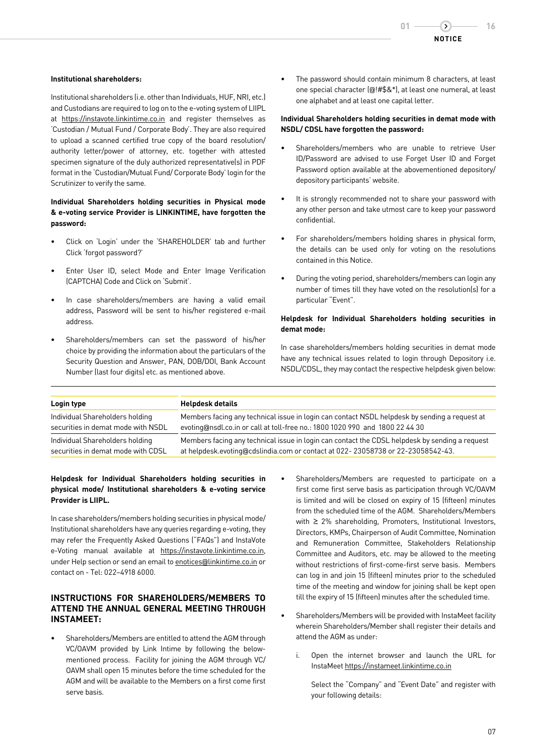**Institutional shareholders:**

Institutional shareholders (i.e. other than Individuals, HUF, NRI, etc.) and Custodians are required to log on to the e-voting system of LIIPL at https://instavote.linkintime.co.in and register themselves as 'Custodian / Mutual Fund / Corporate Body'. They are also required to upload a scanned certified true copy of the board resolution/ authority letter/power of attorney, etc. together with attested specimen signature of the duly authorized representative(s) in PDF format in the 'Custodian/Mutual Fund/ Corporate Body' login for the Scrutinizer to verify the same.

**Individual Shareholders holding securities in Physical mode & e-voting service Provider is LINKINTIME, have forgotten the password:**

- Click on 'Login' under the 'SHAREHOLDER' tab and further Click 'forgot password?'
- Enter User ID, select Mode and Enter Image Verification (CAPTCHA) Code and Click on 'Submit'.
- In case shareholders/members are having a valid email address, Password will be sent to his/her registered e-mail address.
- Shareholders/members can set the password of his/her choice by providing the information about the particulars of the Security Question and Answer, PAN, DOB/DOI, Bank Account Number (last four digits) etc. as mentioned above.
- The password should contain minimum 8 characters, at least one special character (@!#$&*), at least one numeral, at least one alphabet and at least one capital letter.

**Individual Shareholders holding securities in demat mode with NSDL/ CDSL have forgotten the password:**

- Shareholders/members who are unable to retrieve User ID/Password are advised to use Forget User ID and Forget Password option available at the abovementioned depository/ depository participants' website.
- It is strongly recommended not to share your password with any other person and take utmost care to keep your password confidential.
- For shareholders/members holding shares in physical form, the details can be used only for voting on the resolutions contained in this Notice.
- During the voting period, shareholders/members can login any number of times till they have voted on the resolution(s) for a particular "Event".

**Helpdesk for Individual Shareholders holding securities in demat mode:**

In case shareholders/members holding securities in demat mode have any technical issues related to login through Depository i.e. NSDL/CDSL, they may contact the respective helpdesk given below:

| Login type | Helpdesk details |
|---|---|
| Individual Shareholders holding securities in demat mode with NSDL | Members facing any technical issue in login can contact NSDL helpdesk by sending a request at evoting@nsdl.co.in or call at toll-free no.: 1800 1020 990 and 1800 22 44 30 |
| Individual Shareholders holding securities in demat mode with CDSL | Members facing any technical issue in login can contact the CDSL helpdesk by sending a request at helpdesk.evoting@cdslindia.com or contact at 022- 23058738 or 22-23058542-43. |

**Helpdesk for Individual Shareholders holding securities in physical mode/ Institutional shareholders & e-voting service Provider is LIIPL.**

In case shareholders/members holding securities in physical mode/ Institutional shareholders have any queries regarding e-voting, they may refer the Frequently Asked Questions ("FAQs") and InstaVote e-Voting manual available at https://instavote.linkintime.co.in, under Help section or send an email to enotices@linkintime.co.in or contact on - Tel: 022–4918 6000.

## INSTRUCTIONS FOR SHAREHOLDERS/MEMBERS TO ATTEND THE ANNUAL GENERAL MEETING THROUGH INSTAMEET:

- Shareholders/Members are entitled to attend the AGM through VC/OAVM provided by Link Intime by following the below-mentioned process. Facility for joining the AGM through VC/ OAVM shall open 15 minutes before the time scheduled for the AGM and will be available to the Members on a first come first serve basis.
- Shareholders/Members are requested to participate on a first come first serve basis as participation through VC/OAVM is limited and will be closed on expiry of 15 (fifteen) minutes from the scheduled time of the AGM. Shareholders/Members with ≥ 2% shareholding, Promoters, Institutional Investors, Directors, KMPs, Chairperson of Audit Committee, Nomination and Remuneration Committee, Stakeholders Relationship Committee and Auditors, etc. may be allowed to the meeting without restrictions of first-come-first serve basis. Members can log in and join 15 (fifteen) minutes prior to the scheduled time of the meeting and window for joining shall be kept open till the expiry of 15 (fifteen) minutes after the scheduled time.
- Shareholders/Members will be provided with InstaMeet facility wherein Shareholders/Member shall register their details and attend the AGM as under:

  i. Open the internet browser and launch the URL for InstaMeet https://instameet.linkintime.co.in

     Select the "Company" and "Event Date" and register with your following details: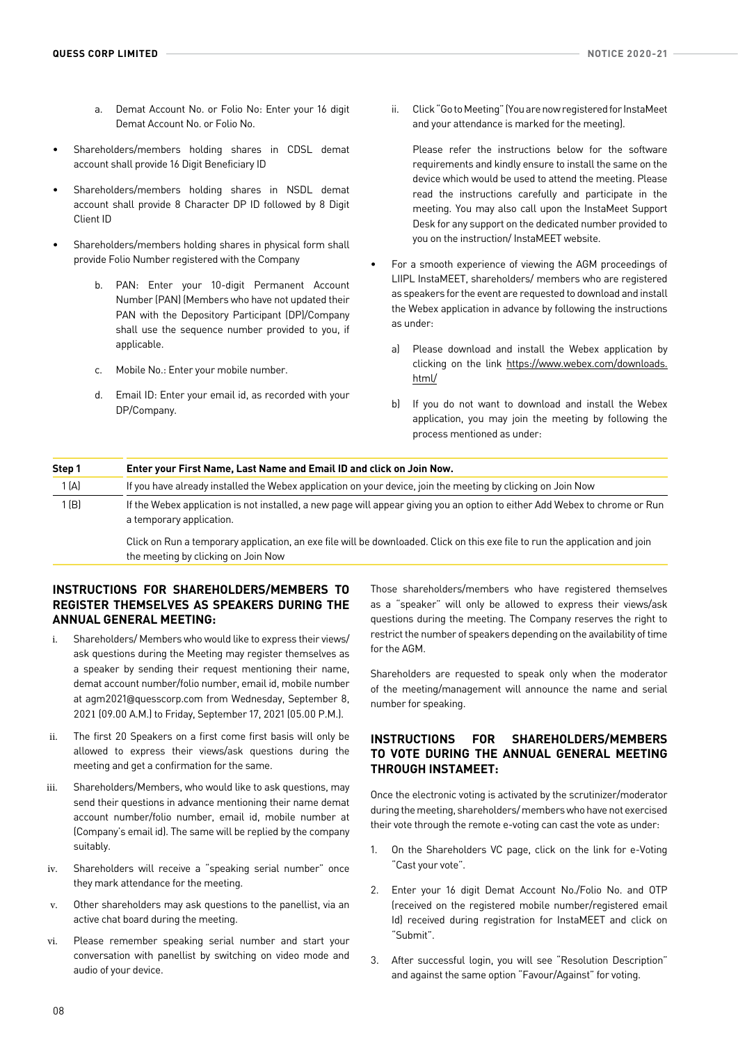a. Demat Account No. or Folio No: Enter your 16 digit Demat Account No. or Folio No.

- Shareholders/members holding shares in CDSL demat account shall provide 16 Digit Beneficiary ID
- Shareholders/members holding shares in NSDL demat account shall provide 8 Character DP ID followed by 8 Digit Client ID
- Shareholders/members holding shares in physical form shall provide Folio Number registered with the Company

b. PAN: Enter your 10-digit Permanent Account Number (PAN) (Members who have not updated their PAN with the Depository Participant (DP)/Company shall use the sequence number provided to you, if applicable.

c. Mobile No.: Enter your mobile number.

d. Email ID: Enter your email id, as recorded with your DP/Company.

ii. Click "Go to Meeting" (You are now registered for InstaMeet and your attendance is marked for the meeting).

Please refer the instructions below for the software requirements and kindly ensure to install the same on the device which would be used to attend the meeting. Please read the instructions carefully and participate in the meeting. You may also call upon the InstaMeet Support Desk for any support on the dedicated number provided to you on the instruction/ InstaMEET website.

- For a smooth experience of viewing the AGM proceedings of LIIPL InstaMEET, shareholders/ members who are registered as speakers for the event are requested to download and install the Webex application in advance by following the instructions as under:

  a) Please download and install the Webex application by clicking on the link https://www.webex.com/downloads.html/

  b) If you do not want to download and install the Webex application, you may join the meeting by following the process mentioned as under:

| Step 1 | Enter your First Name, Last Name and Email ID and click on Join Now. |
|---|---|
| 1 (A) | If you have already installed the Webex application on your device, join the meeting by clicking on Join Now |
| 1 (B) | If the Webex application is not installed, a new page will appear giving you an option to either Add Webex to chrome or Run a temporary application.<br><br>Click on Run a temporary application, an exe file will be downloaded. Click on this exe file to run the application and join the meeting by clicking on Join Now |

### INSTRUCTIONS FOR SHAREHOLDERS/MEMBERS TO REGISTER THEMSELVES AS SPEAKERS DURING THE ANNUAL GENERAL MEETING:

i. Shareholders/ Members who would like to express their views/ ask questions during the Meeting may register themselves as a speaker by sending their request mentioning their name, demat account number/folio number, email id, mobile number at agm2021@quesscorp.com from Wednesday, September 8, 2021 (09.00 A.M.) to Friday, September 17, 2021 (05.00 P.M.).

ii. The first 20 Speakers on a first come first basis will only be allowed to express their views/ask questions during the meeting and get a confirmation for the same.

iii. Shareholders/Members, who would like to ask questions, may send their questions in advance mentioning their name demat account number/folio number, email id, mobile number at (Company's email id). The same will be replied by the company suitably.

iv. Shareholders will receive a "speaking serial number" once they mark attendance for the meeting.

v. Other shareholders may ask questions to the panellist, via an active chat board during the meeting.

vi. Please remember speaking serial number and start your conversation with panellist by switching on video mode and audio of your device.

Those shareholders/members who have registered themselves as a "speaker" will only be allowed to express their views/ask questions during the meeting. The Company reserves the right to restrict the number of speakers depending on the availability of time for the AGM.

Shareholders are requested to speak only when the moderator of the meeting/management will announce the name and serial number for speaking.

### INSTRUCTIONS FOR SHAREHOLDERS/MEMBERS TO VOTE DURING THE ANNUAL GENERAL MEETING THROUGH INSTAMEET:

Once the electronic voting is activated by the scrutinizer/moderator during the meeting, shareholders/ members who have not exercised their vote through the remote e-voting can cast the vote as under:

1. On the Shareholders VC page, click on the link for e-Voting "Cast your vote".
2. Enter your 16 digit Demat Account No./Folio No. and OTP (received on the registered mobile number/registered email Id) received during registration for InstaMEET and click on "Submit".
3. After successful login, you will see "Resolution Description" and against the same option "Favour/Against" for voting.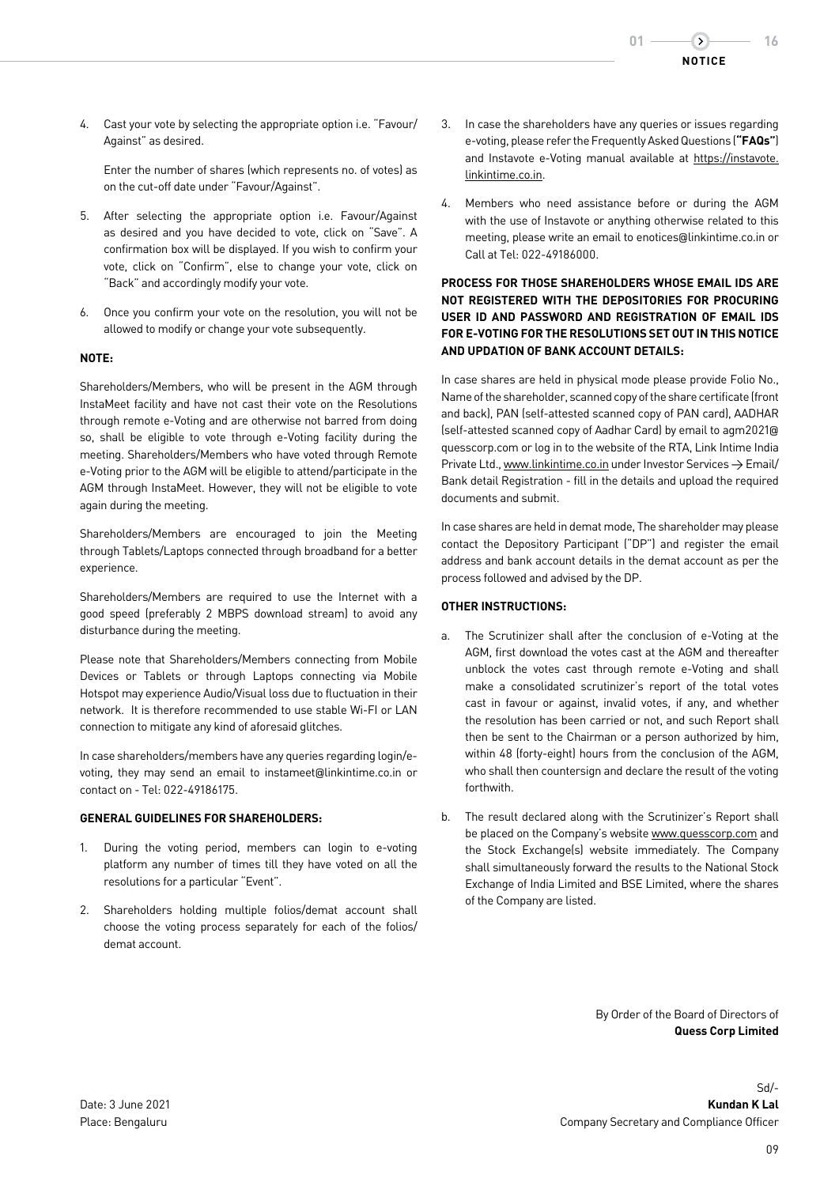4. Cast your vote by selecting the appropriate option i.e. "Favour/ Against" as desired.

   Enter the number of shares (which represents no. of votes) as on the cut-off date under "Favour/Against".

5. After selecting the appropriate option i.e. Favour/Against as desired and you have decided to vote, click on "Save". A confirmation box will be displayed. If you wish to confirm your vote, click on "Confirm", else to change your vote, click on "Back" and accordingly modify your vote.

6. Once you confirm your vote on the resolution, you will not be allowed to modify or change your vote subsequently.

**NOTE:**

Shareholders/Members, who will be present in the AGM through InstaMeet facility and have not cast their vote on the Resolutions through remote e-Voting and are otherwise not barred from doing so, shall be eligible to vote through e-Voting facility during the meeting. Shareholders/Members who have voted through Remote e-Voting prior to the AGM will be eligible to attend/participate in the AGM through InstaMeet. However, they will not be eligible to vote again during the meeting.

Shareholders/Members are encouraged to join the Meeting through Tablets/Laptops connected through broadband for a better experience.

Shareholders/Members are required to use the Internet with a good speed (preferably 2 MBPS download stream) to avoid any disturbance during the meeting.

Please note that Shareholders/Members connecting from Mobile Devices or Tablets or through Laptops connecting via Mobile Hotspot may experience Audio/Visual loss due to fluctuation in their network. It is therefore recommended to use stable Wi-FI or LAN connection to mitigate any kind of aforesaid glitches.

In case shareholders/members have any queries regarding login/e-voting, they may send an email to instameet@linkintime.co.in or contact on - Tel: 022-49186175.

**GENERAL GUIDELINES FOR SHAREHOLDERS:**

1. During the voting period, members can login to e-voting platform any number of times till they have voted on all the resolutions for a particular "Event".

2. Shareholders holding multiple folios/demat account shall choose the voting process separately for each of the folios/ demat account.

3. In case the shareholders have any queries or issues regarding e-voting, please refer the Frequently Asked Questions (**"FAQs"**) and Instavote e-Voting manual available at https://instavote.linkintime.co.in.

4. Members who need assistance before or during the AGM with the use of Instavote or anything otherwise related to this meeting, please write an email to enotices@linkintime.co.in or Call at Tel: 022-49186000.

**PROCESS FOR THOSE SHAREHOLDERS WHOSE EMAIL IDS ARE NOT REGISTERED WITH THE DEPOSITORIES FOR PROCURING USER ID AND PASSWORD AND REGISTRATION OF EMAIL IDS FOR E-VOTING FOR THE RESOLUTIONS SET OUT IN THIS NOTICE AND UPDATION OF BANK ACCOUNT DETAILS:**

In case shares are held in physical mode please provide Folio No., Name of the shareholder, scanned copy of the share certificate (front and back), PAN (self-attested scanned copy of PAN card), AADHAR (self-attested scanned copy of Aadhar Card) by email to agm2021@quesscorp.com or log in to the website of the RTA, Link Intime India Private Ltd., www.linkintime.co.in under Investor Services → Email/ Bank detail Registration - fill in the details and upload the required documents and submit.

In case shares are held in demat mode, The shareholder may please contact the Depository Participant ("DP") and register the email address and bank account details in the demat account as per the process followed and advised by the DP.

**OTHER INSTRUCTIONS:**

a. The Scrutinizer shall after the conclusion of e-Voting at the AGM, first download the votes cast at the AGM and thereafter unblock the votes cast through remote e-Voting and shall make a consolidated scrutinizer's report of the total votes cast in favour or against, invalid votes, if any, and whether the resolution has been carried or not, and such Report shall then be sent to the Chairman or a person authorized by him, within 48 (forty-eight) hours from the conclusion of the AGM, who shall then countersign and declare the result of the voting forthwith.

b. The result declared along with the Scrutinizer's Report shall be placed on the Company's website www.quesscorp.com and the Stock Exchange(s) website immediately. The Company shall simultaneously forward the results to the National Stock Exchange of India Limited and BSE Limited, where the shares of the Company are listed.

By Order of the Board of Directors of
**Quess Corp Limited**

Sd/-
**Kundan K Lal**
Company Secretary and Compliance Officer

Date: 3 June 2021
Place: Bengaluru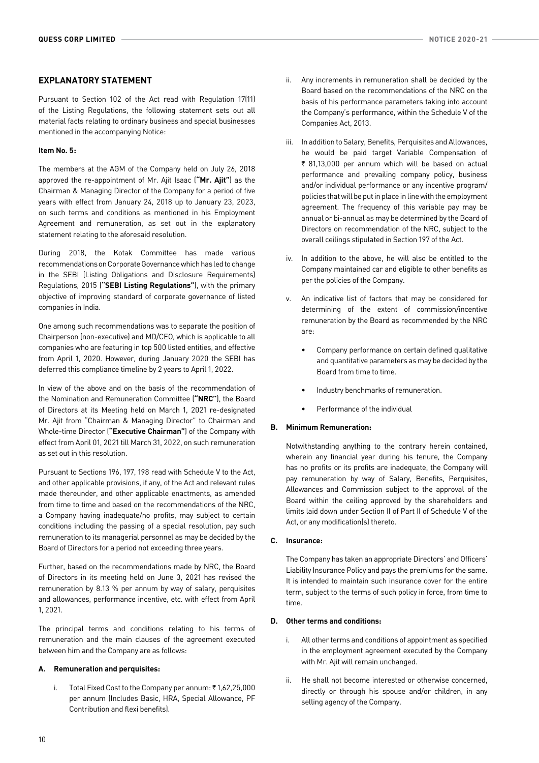## EXPLANATORY STATEMENT

Pursuant to Section 102 of the Act read with Regulation 17(11) of the Listing Regulations, the following statement sets out all material facts relating to ordinary business and special businesses mentioned in the accompanying Notice:

**Item No. 5:**

The members at the AGM of the Company held on July 26, 2018 approved the re-appointment of Mr. Ajit Isaac (**"Mr. Ajit"**) as the Chairman & Managing Director of the Company for a period of five years with effect from January 24, 2018 up to January 23, 2023, on such terms and conditions as mentioned in his Employment Agreement and remuneration, as set out in the explanatory statement relating to the aforesaid resolution.

During 2018, the Kotak Committee has made various recommendations on Corporate Governance which has led to change in the SEBI (Listing Obligations and Disclosure Requirements) Regulations, 2015 (**"SEBI Listing Regulations"**), with the primary objective of improving standard of corporate governance of listed companies in India.

One among such recommendations was to separate the position of Chairperson (non-executive) and MD/CEO, which is applicable to all companies who are featuring in top 500 listed entities, and effective from April 1, 2020. However, during January 2020 the SEBI has deferred this compliance timeline by 2 years to April 1, 2022.

In view of the above and on the basis of the recommendation of the Nomination and Remuneration Committee (**"NRC"**), the Board of Directors at its Meeting held on March 1, 2021 re-designated Mr. Ajit from "Chairman & Managing Director" to Chairman and Whole-time Director (**"Executive Chairman"**) of the Company with effect from April 01, 2021 till March 31, 2022, on such remuneration as set out in this resolution.

Pursuant to Sections 196, 197, 198 read with Schedule V to the Act, and other applicable provisions, if any, of the Act and relevant rules made thereunder, and other applicable enactments, as amended from time to time and based on the recommendations of the NRC, a Company having inadequate/no profits, may subject to certain conditions including the passing of a special resolution, pay such remuneration to its managerial personnel as may be decided by the Board of Directors for a period not exceeding three years.

Further, based on the recommendations made by NRC, the Board of Directors in its meeting held on June 3, 2021 has revised the remuneration by 8.13 % per annum by way of salary, perquisites and allowances, performance incentive, etc. with effect from April 1, 2021.

The principal terms and conditions relating to his terms of remuneration and the main clauses of the agreement executed between him and the Company are as follows:

**A. Remuneration and perquisites:**

i. Total Fixed Cost to the Company per annum: ₹ 1,62,25,000 per annum (Includes Basic, HRA, Special Allowance, PF Contribution and flexi benefits).

ii. Any increments in remuneration shall be decided by the Board based on the recommendations of the NRC on the basis of his performance parameters taking into account the Company's performance, within the Schedule V of the Companies Act, 2013.

iii. In addition to Salary, Benefits, Perquisites and Allowances, he would be paid target Variable Compensation of ₹ 81,13,000 per annum which will be based on actual performance and prevailing company policy, business and/or individual performance or any incentive program/ policies that will be put in place in line with the employment agreement. The frequency of this variable pay may be annual or bi-annual as may be determined by the Board of Directors on recommendation of the NRC, subject to the overall ceilings stipulated in Section 197 of the Act.

iv. In addition to the above, he will also be entitled to the Company maintained car and eligible to other benefits as per the policies of the Company.

v. An indicative list of factors that may be considered for determining of the extent of commission/incentive remuneration by the Board as recommended by the NRC are:

- Company performance on certain defined qualitative and quantitative parameters as may be decided by the Board from time to time.
- Industry benchmarks of remuneration.
- Performance of the individual

**B. Minimum Remuneration:**

Notwithstanding anything to the contrary herein contained, wherein any financial year during his tenure, the Company has no profits or its profits are inadequate, the Company will pay remuneration by way of Salary, Benefits, Perquisites, Allowances and Commission subject to the approval of the Board within the ceiling approved by the shareholders and limits laid down under Section II of Part II of Schedule V of the Act, or any modification(s) thereto.

**C. Insurance:**

The Company has taken an appropriate Directors' and Officers' Liability Insurance Policy and pays the premiums for the same. It is intended to maintain such insurance cover for the entire term, subject to the terms of such policy in force, from time to time.

**D. Other terms and conditions:**

i. All other terms and conditions of appointment as specified in the employment agreement executed by the Company with Mr. Ajit will remain unchanged.

ii. He shall not become interested or otherwise concerned, directly or through his spouse and/or children, in any selling agency of the Company.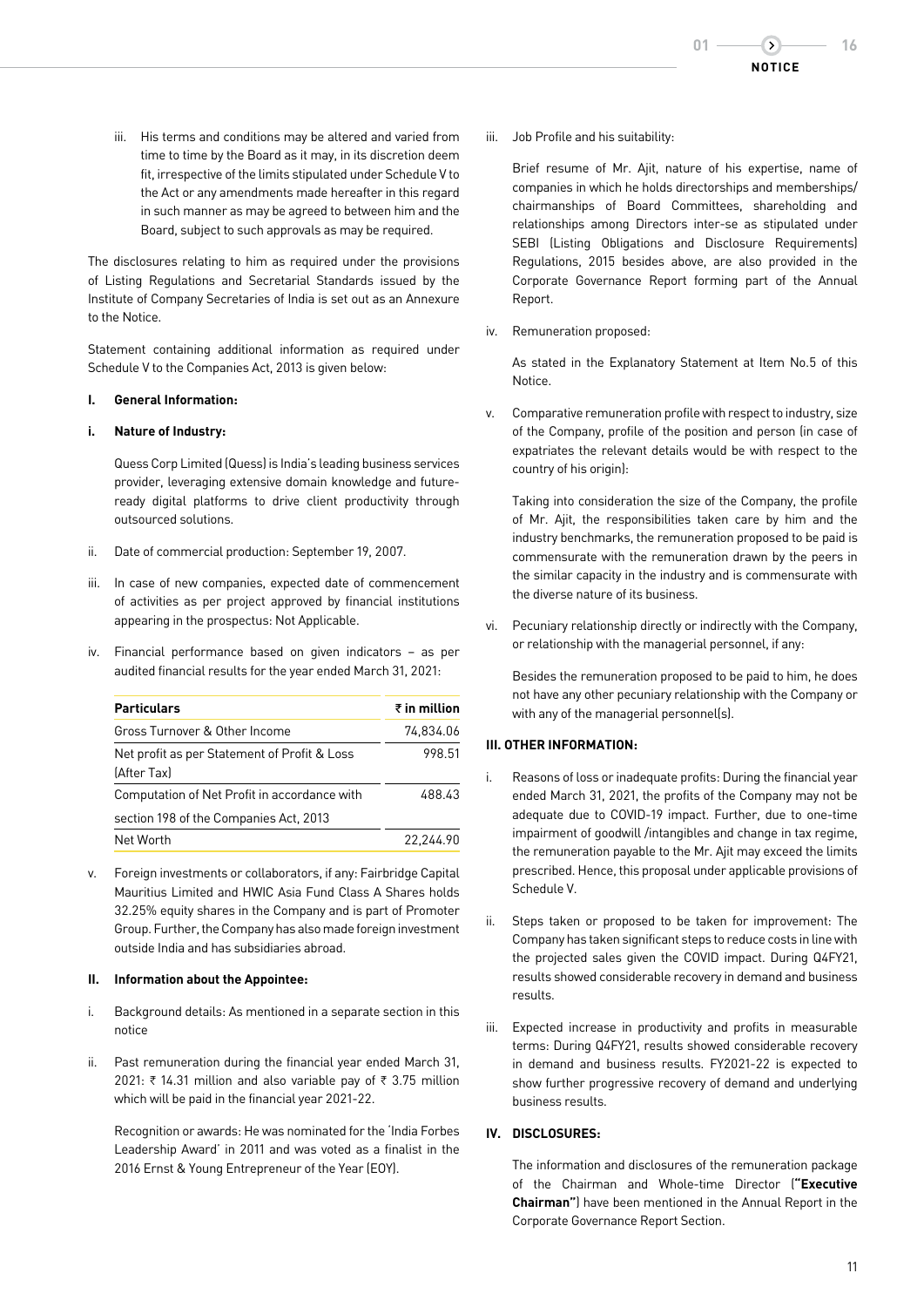iii. His terms and conditions may be altered and varied from time to time by the Board as it may, in its discretion deem fit, irrespective of the limits stipulated under Schedule V to the Act or any amendments made hereafter in this regard in such manner as may be agreed to between him and the Board, subject to such approvals as may be required.

The disclosures relating to him as required under the provisions of Listing Regulations and Secretarial Standards issued by the Institute of Company Secretaries of India is set out as an Annexure to the Notice.

Statement containing additional information as required under Schedule V to the Companies Act, 2013 is given below:

**I. General Information:**

**i. Nature of Industry:**

Quess Corp Limited (Quess) is India's leading business services provider, leveraging extensive domain knowledge and future-ready digital platforms to drive client productivity through outsourced solutions.

ii. Date of commercial production: September 19, 2007.

iii. In case of new companies, expected date of commencement of activities as per project approved by financial institutions appearing in the prospectus: Not Applicable.

iv. Financial performance based on given indicators – as per audited financial results for the year ended March 31, 2021:

| Particulars | ₹ in million |
|---|---|
| Gross Turnover & Other Income | 74,834.06 |
| Net profit as per Statement of Profit & Loss (After Tax) | 998.51 |
| Computation of Net Profit in accordance with section 198 of the Companies Act, 2013 | 488.43 |
| Net Worth | 22,244.90 |

v. Foreign investments or collaborators, if any: Fairbridge Capital Mauritius Limited and HWIC Asia Fund Class A Shares holds 32.25% equity shares in the Company and is part of Promoter Group. Further, the Company has also made foreign investment outside India and has subsidiaries abroad.

**II. Information about the Appointee:**

i. Background details: As mentioned in a separate section in this notice

ii. Past remuneration during the financial year ended March 31, 2021: ₹ 14.31 million and also variable pay of ₹ 3.75 million which will be paid in the financial year 2021-22.

Recognition or awards: He was nominated for the 'India Forbes Leadership Award' in 2011 and was voted as a finalist in the 2016 Ernst & Young Entrepreneur of the Year (EOY).

iii. Job Profile and his suitability:

Brief resume of Mr. Ajit, nature of his expertise, name of companies in which he holds directorships and memberships/ chairmanships of Board Committees, shareholding and relationships among Directors inter-se as stipulated under SEBI (Listing Obligations and Disclosure Requirements) Regulations, 2015 besides above, are also provided in the Corporate Governance Report forming part of the Annual Report.

iv. Remuneration proposed:

As stated in the Explanatory Statement at Item No.5 of this Notice.

v. Comparative remuneration profile with respect to industry, size of the Company, profile of the position and person (in case of expatriates the relevant details would be with respect to the country of his origin):

Taking into consideration the size of the Company, the profile of Mr. Ajit, the responsibilities taken care by him and the industry benchmarks, the remuneration proposed to be paid is commensurate with the remuneration drawn by the peers in the similar capacity in the industry and is commensurate with the diverse nature of its business.

vi. Pecuniary relationship directly or indirectly with the Company, or relationship with the managerial personnel, if any:

Besides the remuneration proposed to be paid to him, he does not have any other pecuniary relationship with the Company or with any of the managerial personnel(s).

**III. OTHER INFORMATION:**

i. Reasons of loss or inadequate profits: During the financial year ended March 31, 2021, the profits of the Company may not be adequate due to COVID-19 impact. Further, due to one-time impairment of goodwill /intangibles and change in tax regime, the remuneration payable to the Mr. Ajit may exceed the limits prescribed. Hence, this proposal under applicable provisions of Schedule V.

ii. Steps taken or proposed to be taken for improvement: The Company has taken significant steps to reduce costs in line with the projected sales given the COVID impact. During Q4FY21, results showed considerable recovery in demand and business results.

iii. Expected increase in productivity and profits in measurable terms: During Q4FY21, results showed considerable recovery in demand and business results. FY2021-22 is expected to show further progressive recovery of demand and underlying business results.

**IV. DISCLOSURES:**

The information and disclosures of the remuneration package of the Chairman and Whole-time Director (**"Executive Chairman"**) have been mentioned in the Annual Report in the Corporate Governance Report Section.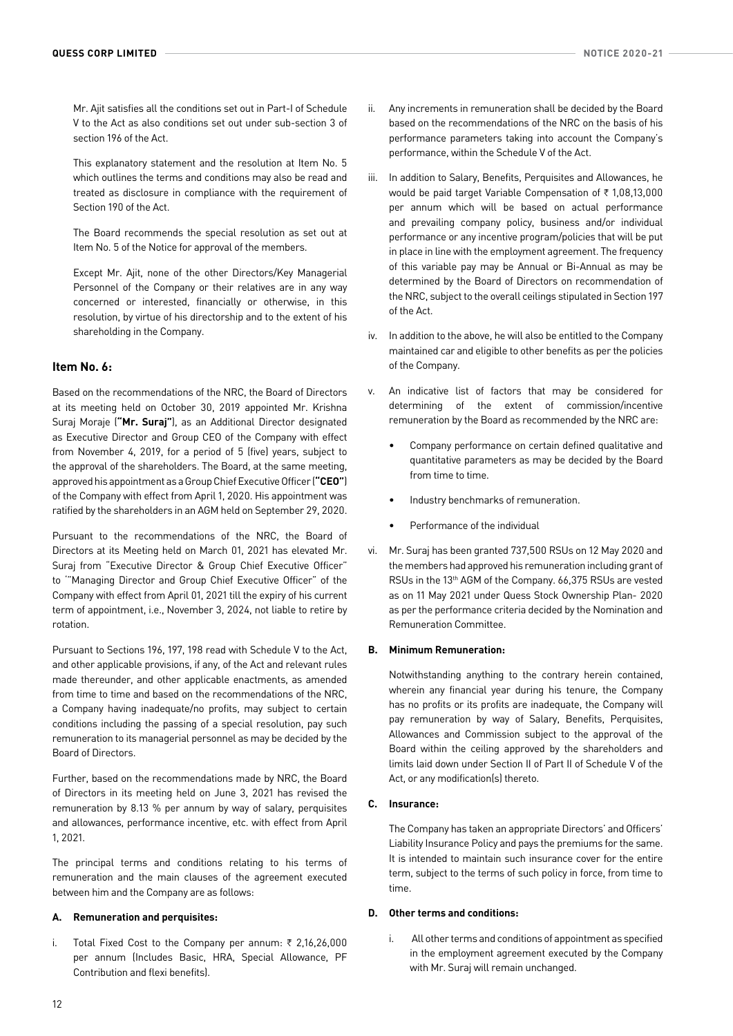Mr. Ajit satisfies all the conditions set out in Part-I of Schedule V to the Act as also conditions set out under sub-section 3 of section 196 of the Act.

This explanatory statement and the resolution at Item No. 5 which outlines the terms and conditions may also be read and treated as disclosure in compliance with the requirement of Section 190 of the Act.

The Board recommends the special resolution as set out at Item No. 5 of the Notice for approval of the members.

Except Mr. Ajit, none of the other Directors/Key Managerial Personnel of the Company or their relatives are in any way concerned or interested, financially or otherwise, in this resolution, by virtue of his directorship and to the extent of his shareholding in the Company.

### Item No. 6:

Based on the recommendations of the NRC, the Board of Directors at its meeting held on October 30, 2019 appointed Mr. Krishna Suraj Moraje (**"Mr. Suraj"**), as an Additional Director designated as Executive Director and Group CEO of the Company with effect from November 4, 2019, for a period of 5 (five) years, subject to the approval of the shareholders. The Board, at the same meeting, approved his appointment as a Group Chief Executive Officer (**"CEO"**) of the Company with effect from April 1, 2020. His appointment was ratified by the shareholders in an AGM held on September 29, 2020.

Pursuant to the recommendations of the NRC, the Board of Directors at its Meeting held on March 01, 2021 has elevated Mr. Suraj from "Executive Director & Group Chief Executive Officer" to '"Managing Director and Group Chief Executive Officer" of the Company with effect from April 01, 2021 till the expiry of his current term of appointment, i.e., November 3, 2024, not liable to retire by rotation.

Pursuant to Sections 196, 197, 198 read with Schedule V to the Act, and other applicable provisions, if any, of the Act and relevant rules made thereunder, and other applicable enactments, as amended from time to time and based on the recommendations of the NRC, a Company having inadequate/no profits, may subject to certain conditions including the passing of a special resolution, pay such remuneration to its managerial personnel as may be decided by the Board of Directors.

Further, based on the recommendations made by NRC, the Board of Directors in its meeting held on June 3, 2021 has revised the remuneration by 8.13 % per annum by way of salary, perquisites and allowances, performance incentive, etc. with effect from April 1, 2021.

The principal terms and conditions relating to his terms of remuneration and the main clauses of the agreement executed between him and the Company are as follows:

**A. Remuneration and perquisites:**

i. Total Fixed Cost to the Company per annum: ₹ 2,16,26,000 per annum (Includes Basic, HRA, Special Allowance, PF Contribution and flexi benefits).

ii. Any increments in remuneration shall be decided by the Board based on the recommendations of the NRC on the basis of his performance parameters taking into account the Company's performance, within the Schedule V of the Act.

iii. In addition to Salary, Benefits, Perquisites and Allowances, he would be paid target Variable Compensation of ₹ 1,08,13,000 per annum which will be based on actual performance and prevailing company policy, business and/or individual performance or any incentive program/policies that will be put in place in line with the employment agreement. The frequency of this variable pay may be Annual or Bi-Annual as may be determined by the Board of Directors on recommendation of the NRC, subject to the overall ceilings stipulated in Section 197 of the Act.

iv. In addition to the above, he will also be entitled to the Company maintained car and eligible to other benefits as per the policies of the Company.

v. An indicative list of factors that may be considered for determining of the extent of commission/incentive remuneration by the Board as recommended by the NRC are:

- Company performance on certain defined qualitative and quantitative parameters as may be decided by the Board from time to time.
- Industry benchmarks of remuneration.
- Performance of the individual

vi. Mr. Suraj has been granted 737,500 RSUs on 12 May 2020 and the members had approved his remuneration including grant of RSUs in the 13th AGM of the Company. 66,375 RSUs are vested as on 11 May 2021 under Quess Stock Ownership Plan- 2020 as per the performance criteria decided by the Nomination and Remuneration Committee.

**B. Minimum Remuneration:**

Notwithstanding anything to the contrary herein contained, wherein any financial year during his tenure, the Company has no profits or its profits are inadequate, the Company will pay remuneration by way of Salary, Benefits, Perquisites, Allowances and Commission subject to the approval of the Board within the ceiling approved by the shareholders and limits laid down under Section II of Part II of Schedule V of the Act, or any modification(s) thereto.

**C. Insurance:**

The Company has taken an appropriate Directors' and Officers' Liability Insurance Policy and pays the premiums for the same. It is intended to maintain such insurance cover for the entire term, subject to the terms of such policy in force, from time to time.

**D. Other terms and conditions:**

i. All other terms and conditions of appointment as specified in the employment agreement executed by the Company with Mr. Suraj will remain unchanged.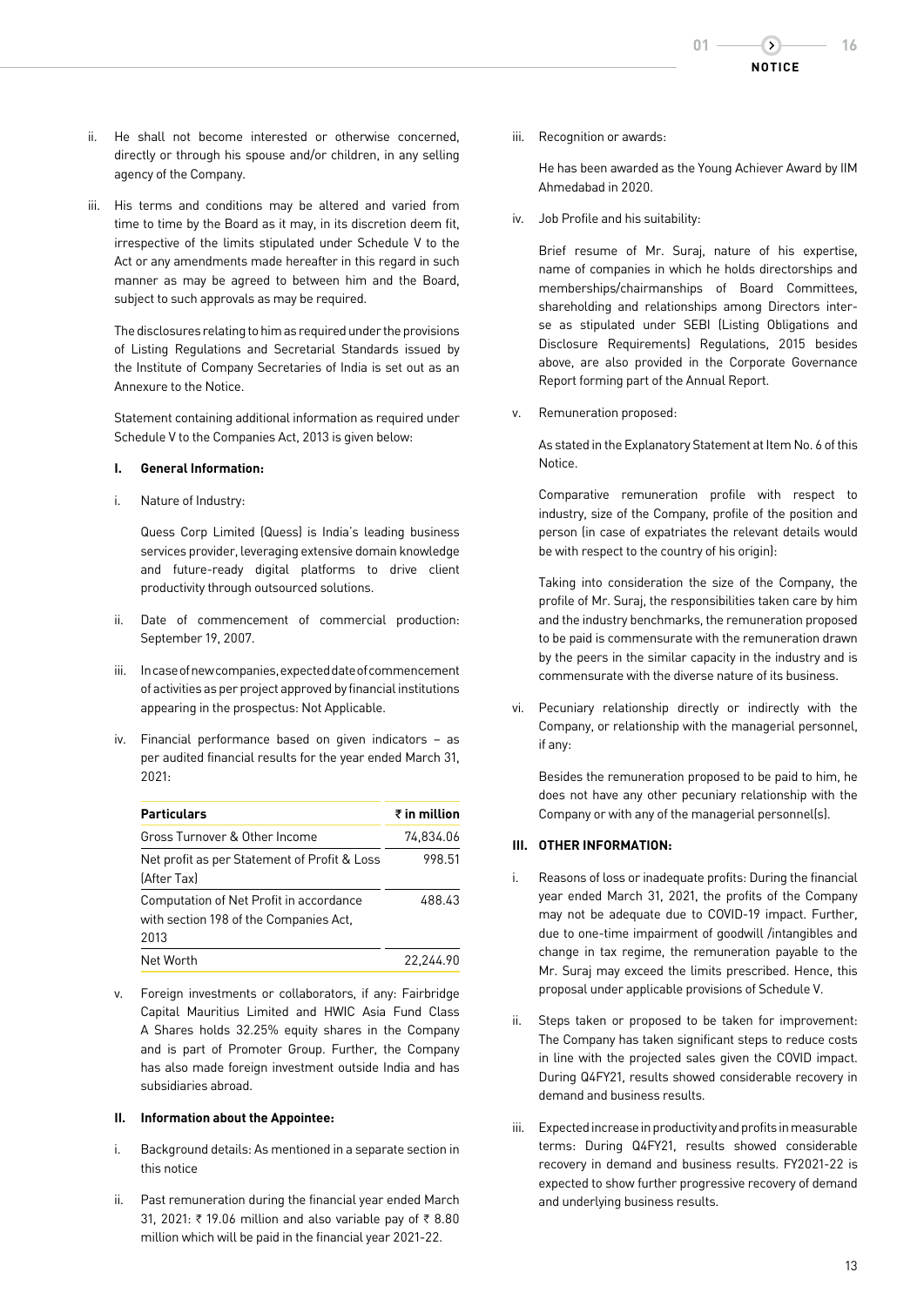ii. He shall not become interested or otherwise concerned, directly or through his spouse and/or children, in any selling agency of the Company.

iii. His terms and conditions may be altered and varied from time to time by the Board as it may, in its discretion deem fit, irrespective of the limits stipulated under Schedule V to the Act or any amendments made hereafter in this regard in such manner as may be agreed to between him and the Board, subject to such approvals as may be required.

The disclosures relating to him as required under the provisions of Listing Regulations and Secretarial Standards issued by the Institute of Company Secretaries of India is set out as an Annexure to the Notice.

Statement containing additional information as required under Schedule V to the Companies Act, 2013 is given below:

**I. General Information:**

i. Nature of Industry:

Quess Corp Limited (Quess) is India's leading business services provider, leveraging extensive domain knowledge and future-ready digital platforms to drive client productivity through outsourced solutions.

ii. Date of commencement of commercial production: September 19, 2007.

iii. In case of new companies, expected date of commencement of activities as per project approved by financial institutions appearing in the prospectus: Not Applicable.

iv. Financial performance based on given indicators – as per audited financial results for the year ended March 31, 2021:

| Particulars | ₹ in million |
|---|---|
| Gross Turnover & Other Income | 74,834.06 |
| Net profit as per Statement of Profit & Loss (After Tax) | 998.51 |
| Computation of Net Profit in accordance with section 198 of the Companies Act, 2013 | 488.43 |
| Net Worth | 22,244.90 |

v. Foreign investments or collaborators, if any: Fairbridge Capital Mauritius Limited and HWIC Asia Fund Class A Shares holds 32.25% equity shares in the Company and is part of Promoter Group. Further, the Company has also made foreign investment outside India and has subsidiaries abroad.

**II. Information about the Appointee:**

i. Background details: As mentioned in a separate section in this notice

ii. Past remuneration during the financial year ended March 31, 2021: ₹ 19.06 million and also variable pay of ₹ 8.80 million which will be paid in the financial year 2021-22.

iii. Recognition or awards:

He has been awarded as the Young Achiever Award by IIM Ahmedabad in 2020.

iv. Job Profile and his suitability:

Brief resume of Mr. Suraj, nature of his expertise, name of companies in which he holds directorships and memberships/chairmanships of Board Committees, shareholding and relationships among Directors inter-se as stipulated under SEBI (Listing Obligations and Disclosure Requirements) Regulations, 2015 besides above, are also provided in the Corporate Governance Report forming part of the Annual Report.

v. Remuneration proposed:

As stated in the Explanatory Statement at Item No. 6 of this Notice.

Comparative remuneration profile with respect to industry, size of the Company, profile of the position and person (in case of expatriates the relevant details would be with respect to the country of his origin):

Taking into consideration the size of the Company, the profile of Mr. Suraj, the responsibilities taken care by him and the industry benchmarks, the remuneration proposed to be paid is commensurate with the remuneration drawn by the peers in the similar capacity in the industry and is commensurate with the diverse nature of its business.

vi. Pecuniary relationship directly or indirectly with the Company, or relationship with the managerial personnel, if any:

Besides the remuneration proposed to be paid to him, he does not have any other pecuniary relationship with the Company or with any of the managerial personnel(s).

**III. OTHER INFORMATION:**

i. Reasons of loss or inadequate profits: During the financial year ended March 31, 2021, the profits of the Company may not be adequate due to COVID-19 impact. Further, due to one-time impairment of goodwill /intangibles and change in tax regime, the remuneration payable to the Mr. Suraj may exceed the limits prescribed. Hence, this proposal under applicable provisions of Schedule V.

ii. Steps taken or proposed to be taken for improvement: The Company has taken significant steps to reduce costs in line with the projected sales given the COVID impact. During Q4FY21, results showed considerable recovery in demand and business results.

iii. Expected increase in productivity and profits in measurable terms: During Q4FY21, results showed considerable recovery in demand and business results. FY2021-22 is expected to show further progressive recovery of demand and underlying business results.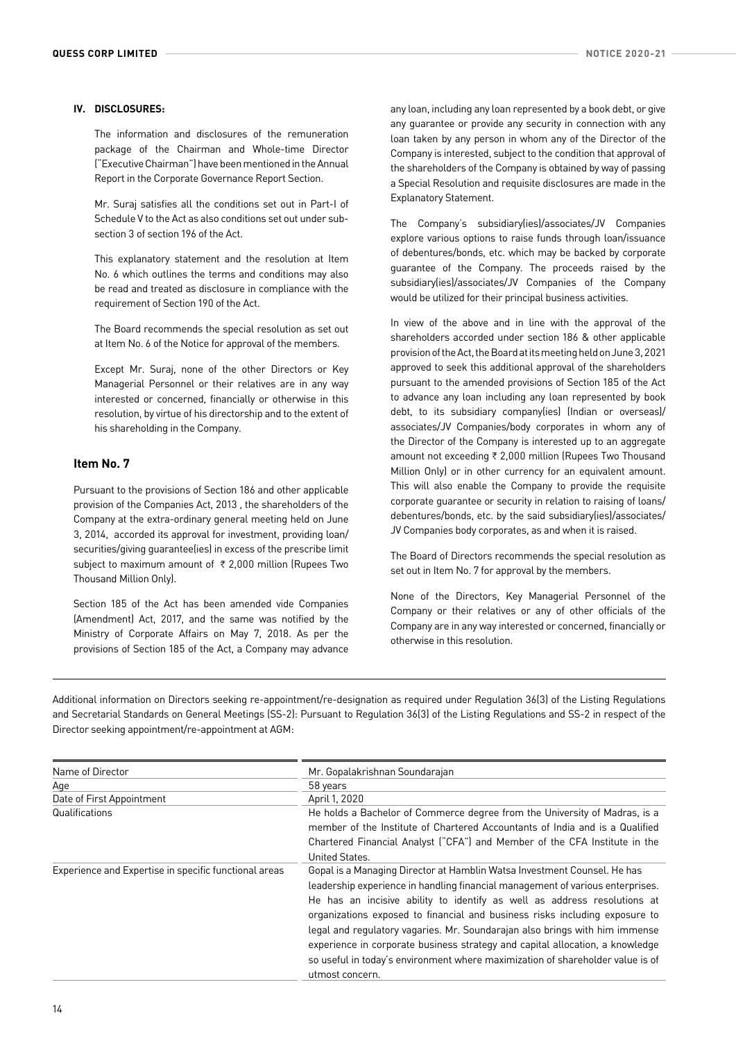### IV. DISCLOSURES:

The information and disclosures of the remuneration package of the Chairman and Whole-time Director ("Executive Chairman") have been mentioned in the Annual Report in the Corporate Governance Report Section.

Mr. Suraj satisfies all the conditions set out in Part-I of Schedule V to the Act as also conditions set out under sub-section 3 of section 196 of the Act.

This explanatory statement and the resolution at Item No. 6 which outlines the terms and conditions may also be read and treated as disclosure in compliance with the requirement of Section 190 of the Act.

The Board recommends the special resolution as set out at Item No. 6 of the Notice for approval of the members.

Except Mr. Suraj, none of the other Directors or Key Managerial Personnel or their relatives are in any way interested or concerned, financially or otherwise in this resolution, by virtue of his directorship and to the extent of his shareholding in the Company.

## Item No. 7

Pursuant to the provisions of Section 186 and other applicable provision of the Companies Act, 2013 , the shareholders of the Company at the extra-ordinary general meeting held on June 3, 2014, accorded its approval for investment, providing loan/ securities/giving guarantee(ies) in excess of the prescribe limit subject to maximum amount of ₹ 2,000 million (Rupees Two Thousand Million Only).

Section 185 of the Act has been amended vide Companies (Amendment) Act, 2017, and the same was notified by the Ministry of Corporate Affairs on May 7, 2018. As per the provisions of Section 185 of the Act, a Company may advance any loan, including any loan represented by a book debt, or give any guarantee or provide any security in connection with any loan taken by any person in whom any of the Director of the Company is interested, subject to the condition that approval of the shareholders of the Company is obtained by way of passing a Special Resolution and requisite disclosures are made in the Explanatory Statement.

The Company's subsidiary(ies)/associates/JV Companies explore various options to raise funds through loan/issuance of debentures/bonds, etc. which may be backed by corporate guarantee of the Company. The proceeds raised by the subsidiary(ies)/associates/JV Companies of the Company would be utilized for their principal business activities.

In view of the above and in line with the approval of the shareholders accorded under section 186 & other applicable provision of the Act, the Board at its meeting held on June 3, 2021 approved to seek this additional approval of the shareholders pursuant to the amended provisions of Section 185 of the Act to advance any loan including any loan represented by book debt, to its subsidiary company(ies) (Indian or overseas)/ associates/JV Companies/body corporates in whom any of the Director of the Company is interested up to an aggregate amount not exceeding ₹ 2,000 million (Rupees Two Thousand Million Only) or in other currency for an equivalent amount. This will also enable the Company to provide the requisite corporate guarantee or security in relation to raising of loans/ debentures/bonds, etc. by the said subsidiary(ies)/associates/ JV Companies body corporates, as and when it is raised.

The Board of Directors recommends the special resolution as set out in Item No. 7 for approval by the members.

None of the Directors, Key Managerial Personnel of the Company or their relatives or any of other officials of the Company are in any way interested or concerned, financially or otherwise in this resolution.

Additional information on Directors seeking re-appointment/re-designation as required under Regulation 36(3) of the Listing Regulations and Secretarial Standards on General Meetings (SS-2): Pursuant to Regulation 36(3) of the Listing Regulations and SS-2 in respect of the Director seeking appointment/re-appointment at AGM:

| Name of Director | Mr. Gopalakrishnan Soundarajan |
|---|---|
| Age | 58 years |
| Date of First Appointment | April 1, 2020 |
| Qualifications | He holds a Bachelor of Commerce degree from the University of Madras, is a member of the Institute of Chartered Accountants of India and is a Qualified Chartered Financial Analyst ("CFA") and Member of the CFA Institute in the United States. |
| Experience and Expertise in specific functional areas | Gopal is a Managing Director at Hamblin Watsa Investment Counsel. He has leadership experience in handling financial management of various enterprises. He has an incisive ability to identify as well as address resolutions at organizations exposed to financial and business risks including exposure to legal and regulatory vagaries. Mr. Soundarajan also brings with him immense experience in corporate business strategy and capital allocation, a knowledge so useful in today's environment where maximization of shareholder value is of utmost concern. |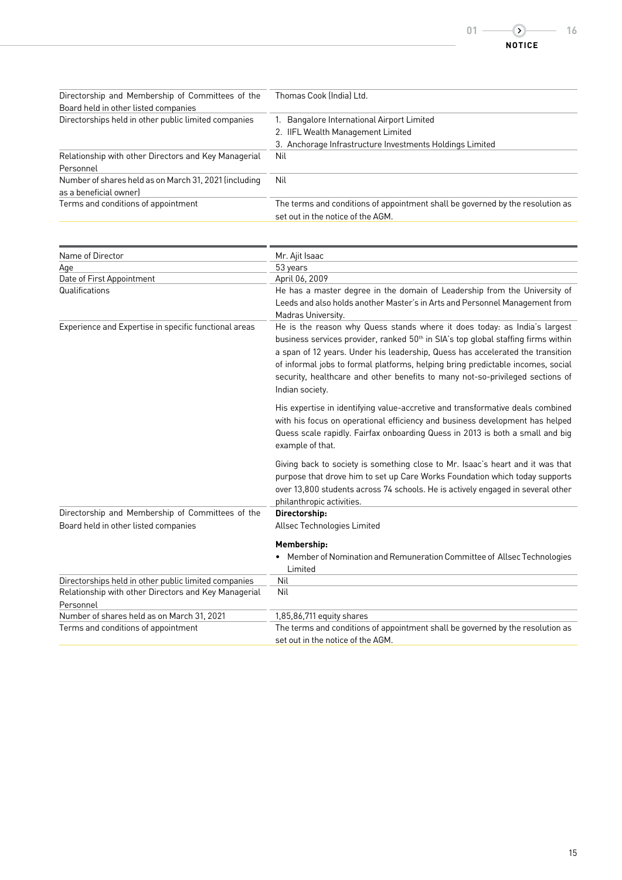| | |
|---|---|
| Directorship and Membership of Committees of the Board held in other listed companies | Thomas Cook (India) Ltd. |
| Directorships held in other public limited companies | 1. Bangalore International Airport Limited<br>2. IIFL Wealth Management Limited<br>3. Anchorage Infrastructure Investments Holdings Limited |
| Relationship with other Directors and Key Managerial Personnel | Nil |
| Number of shares held as on March 31, 2021 (including as a beneficial owner) | Nil |
| Terms and conditions of appointment | The terms and conditions of appointment shall be governed by the resolution as set out in the notice of the AGM. |

| Name of Director | Mr. Ajit Isaac |
|---|---|
| Age | 53 years |
| Date of First Appointment | April 06, 2009 |
| Qualifications | He has a master degree in the domain of Leadership from the University of Leeds and also holds another Master's in Arts and Personnel Management from Madras University. |
| Experience and Expertise in specific functional areas | He is the reason why Quess stands where it does today: as India's largest business services provider, ranked 50th in SIA's top global staffing firms within a span of 12 years. Under his leadership, Quess has accelerated the transition of informal jobs to formal platforms, helping bring predictable incomes, social security, healthcare and other benefits to many not-so-privileged sections of Indian society.<br><br>His expertise in identifying value-accretive and transformative deals combined with his focus on operational efficiency and business development has helped Quess scale rapidly. Fairfax onboarding Quess in 2013 is both a small and big example of that.<br><br>Giving back to society is something close to Mr. Isaac's heart and it was that purpose that drove him to set up Care Works Foundation which today supports over 13,800 students across 74 schools. He is actively engaged in several other philanthropic activities. |
| Directorship and Membership of Committees of the Board held in other listed companies | **Directorship:**<br>Allsec Technologies Limited<br><br>**Membership:**<br>• Member of Nomination and Remuneration Committee of Allsec Technologies Limited |
| Directorships held in other public limited companies | Nil |
| Relationship with other Directors and Key Managerial Personnel | Nil |
| Number of shares held as on March 31, 2021 | 1,85,86,711 equity shares |
| Terms and conditions of appointment | The terms and conditions of appointment shall be governed by the resolution as set out in the notice of the AGM. |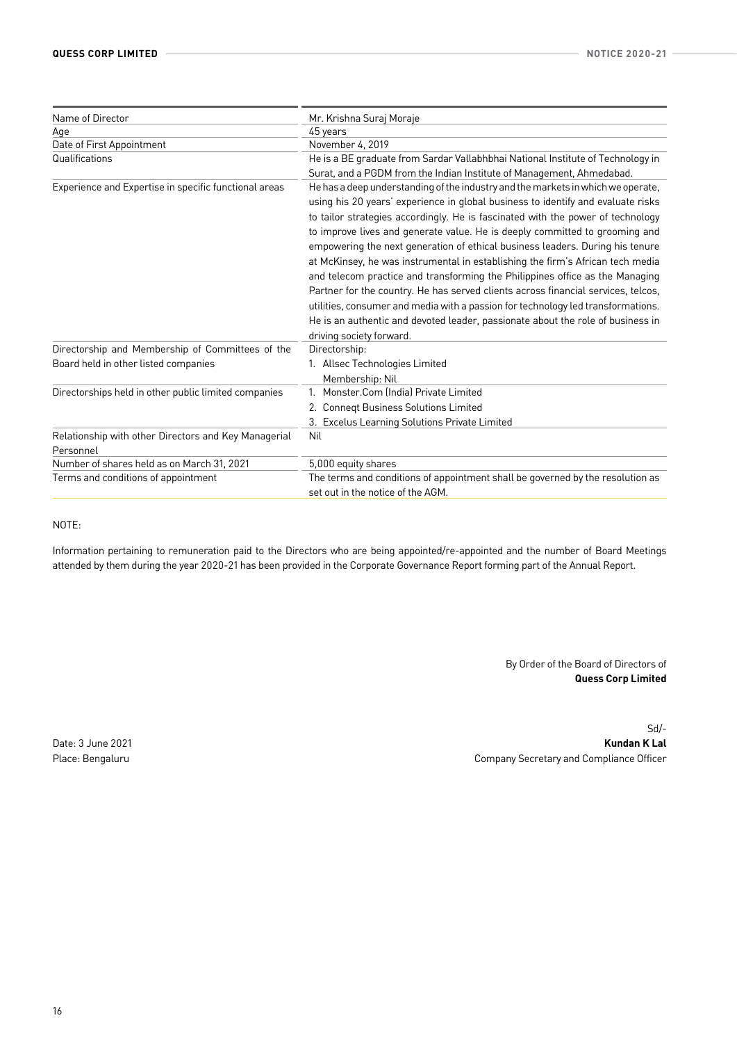| | |
|---|---|
| Name of Director | Mr. Krishna Suraj Moraje |
| Age | 45 years |
| Date of First Appointment | November 4, 2019 |
| Qualifications | He is a BE graduate from Sardar Vallabhbhai National Institute of Technology in Surat, and a PGDM from the Indian Institute of Management, Ahmedabad. |
| Experience and Expertise in specific functional areas | He has a deep understanding of the industry and the markets in which we operate, using his 20 years' experience in global business to identify and evaluate risks to tailor strategies accordingly. He is fascinated with the power of technology to improve lives and generate value. He is deeply committed to grooming and empowering the next generation of ethical business leaders. During his tenure at McKinsey, he was instrumental in establishing the firm's African tech media and telecom practice and transforming the Philippines office as the Managing Partner for the country. He has served clients across financial services, telcos, utilities, consumer and media with a passion for technology led transformations. He is an authentic and devoted leader, passionate about the role of business in driving society forward. |
| Directorship and Membership of Committees of the Board held in other listed companies | Directorship:<br>1. Allsec Technologies Limited<br>Membership: Nil |
| Directorships held in other public limited companies | 1. Monster.Com (India) Private Limited<br>2. Conneqt Business Solutions Limited<br>3. Excelus Learning Solutions Private Limited |
| Relationship with other Directors and Key Managerial Personnel | Nil |
| Number of shares held as on March 31, 2021 | 5,000 equity shares |
| Terms and conditions of appointment | The terms and conditions of appointment shall be governed by the resolution as set out in the notice of the AGM. |

NOTE:

Information pertaining to remuneration paid to the Directors who are being appointed/re-appointed and the number of Board Meetings attended by them during the year 2020-21 has been provided in the Corporate Governance Report forming part of the Annual Report.

By Order of the Board of Directors of
**Quess Corp Limited**

Sd/-
**Kundan K Lal**
Company Secretary and Compliance Officer

Date: 3 June 2021
Place: Bengaluru